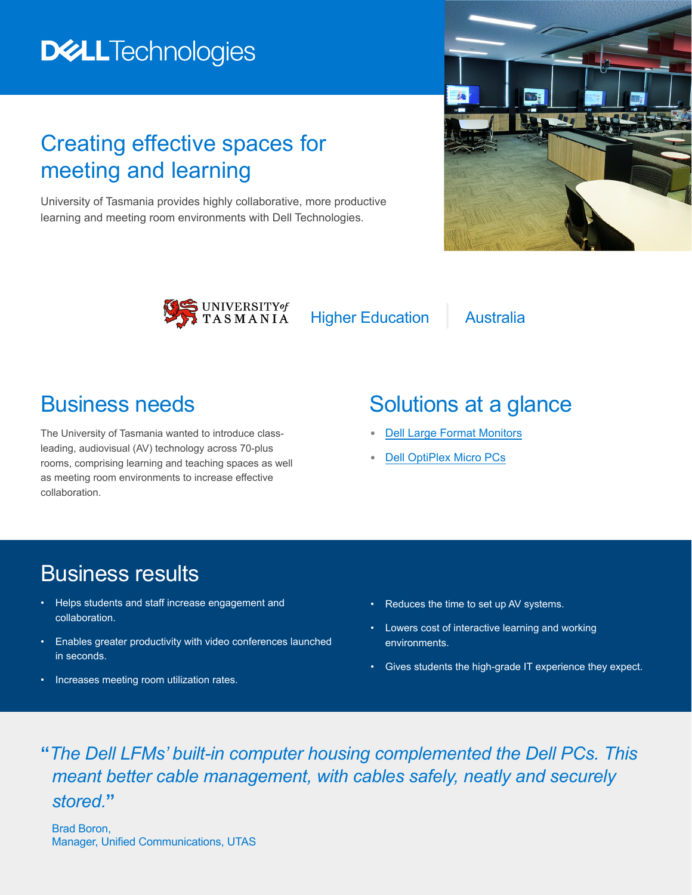Dell Technologies

# Creating effective spaces for meeting and learning

University of Tasmania provides highly collaborative, more productive learning and meeting room environments with Dell Technologies.

University of Tasmania | Higher Education | Australia

## Business needs

The University of Tasmania wanted to introduce class-leading, audiovisual (AV) technology across 70-plus rooms, comprising learning and teaching spaces as well as meeting room environments to increase effective collaboration.

## Solutions at a glance

- Dell Large Format Monitors
- Dell OptiPlex Micro PCs

## Business results

- Helps students and staff increase engagement and collaboration.
- Enables greater productivity with video conferences launched in seconds.
- Increases meeting room utilization rates.
- Reduces the time to set up AV systems.
- Lowers cost of interactive learning and working environments.
- Gives students the high-grade IT experience they expect.

> *"The Dell LFMs' built-in computer housing complemented the Dell PCs. This meant better cable management, with cables safely, neatly and securely stored."*
>
> Brad Boron,
> Manager, Unified Communications, UTAS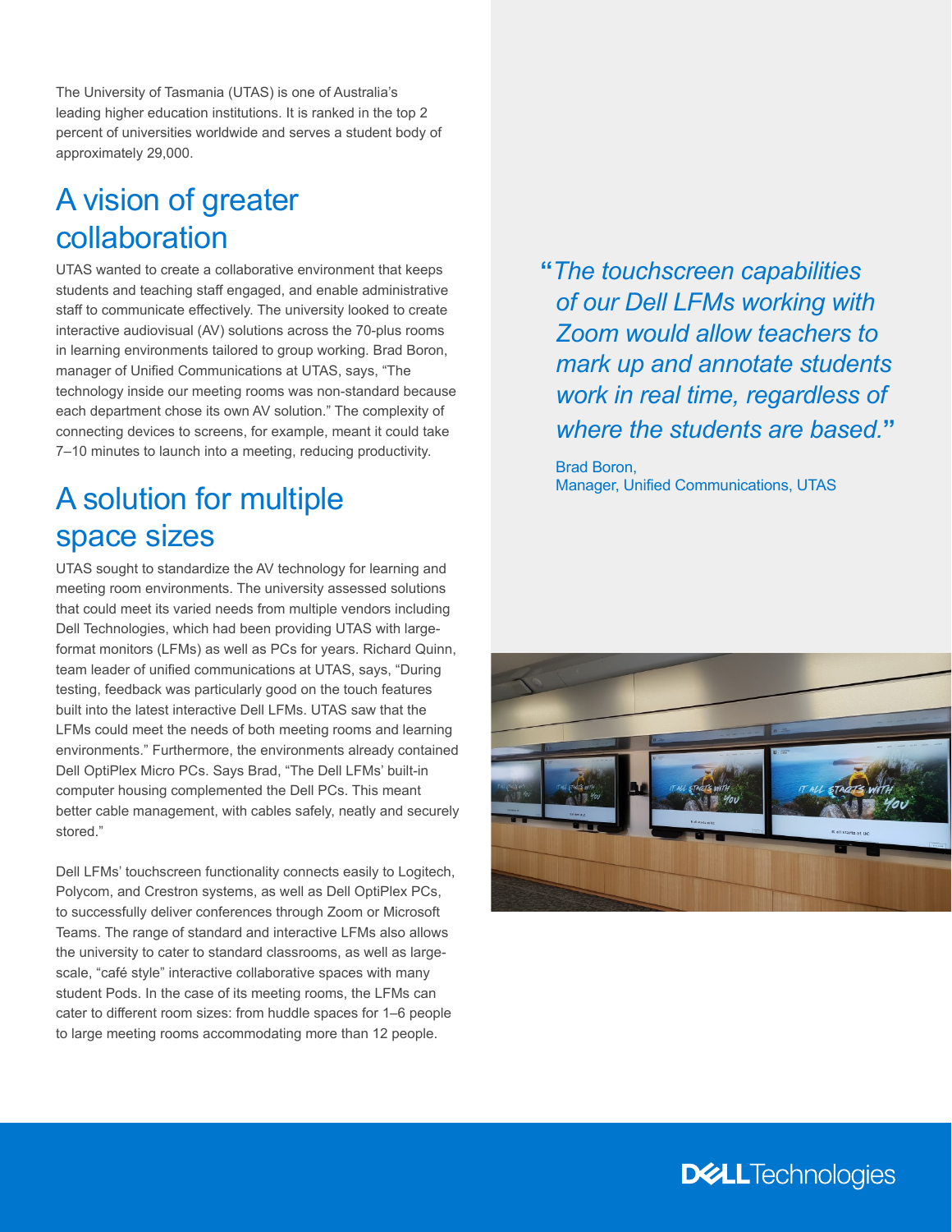The University of Tasmania (UTAS) is one of Australia's leading higher education institutions. It is ranked in the top 2 percent of universities worldwide and serves a student body of approximately 29,000.

## A vision of greater collaboration

UTAS wanted to create a collaborative environment that keeps students and teaching staff engaged, and enable administrative staff to communicate effectively. The university looked to create interactive audiovisual (AV) solutions across the 70-plus rooms in learning environments tailored to group working. Brad Boron, manager of Unified Communications at UTAS, says, "The technology inside our meeting rooms was non-standard because each department chose its own AV solution." The complexity of connecting devices to screens, for example, meant it could take 7–10 minutes to launch into a meeting, reducing productivity.

## A solution for multiple space sizes

UTAS sought to standardize the AV technology for learning and meeting room environments. The university assessed solutions that could meet its varied needs from multiple vendors including Dell Technologies, which had been providing UTAS with large-format monitors (LFMs) as well as PCs for years. Richard Quinn, team leader of unified communications at UTAS, says, "During testing, feedback was particularly good on the touch features built into the latest interactive Dell LFMs. UTAS saw that the LFMs could meet the needs of both meeting rooms and learning environments." Furthermore, the environments already contained Dell OptiPlex Micro PCs. Says Brad, "The Dell LFMs' built-in computer housing complemented the Dell PCs. This meant better cable management, with cables safely, neatly and securely stored."

Dell LFMs' touchscreen functionality connects easily to Logitech, Polycom, and Crestron systems, as well as Dell OptiPlex PCs, to successfully deliver conferences through Zoom or Microsoft Teams. The range of standard and interactive LFMs also allows the university to cater to standard classrooms, as well as large-scale, "café style" interactive collaborative spaces with many student Pods. In the case of its meeting rooms, the LFMs can cater to different room sizes: from huddle spaces for 1–6 people to large meeting rooms accommodating more than 12 people.

> *"The touchscreen capabilities of our Dell LFMs working with Zoom would allow teachers to mark up and annotate students work in real time, regardless of where the students are based."*
>
> Brad Boron,
> Manager, Unified Communications, UTAS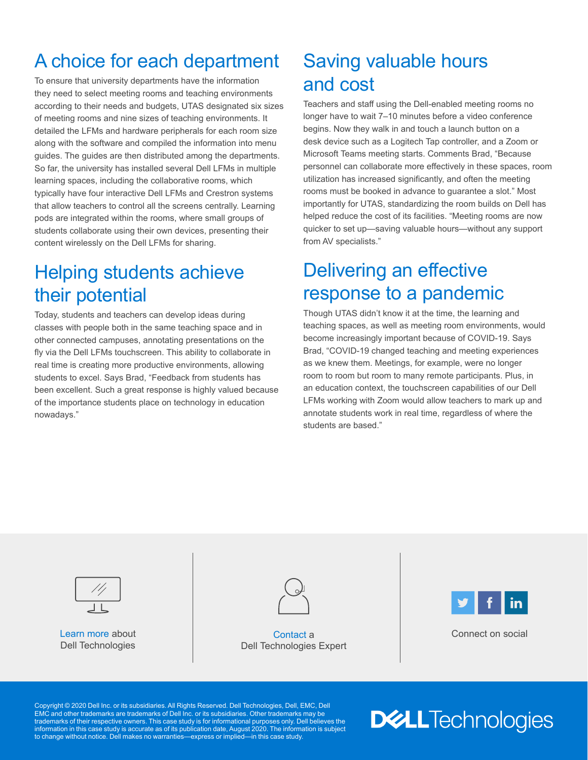## A choice for each department

To ensure that university departments have the information they need to select meeting rooms and teaching environments according to their needs and budgets, UTAS designated six sizes of meeting rooms and nine sizes of teaching environments. It detailed the LFMs and hardware peripherals for each room size along with the software and compiled the information into menu guides. The guides are then distributed among the departments. So far, the university has installed several Dell LFMs in multiple learning spaces, including the collaborative rooms, which typically have four interactive Dell LFMs and Crestron systems that allow teachers to control all the screens centrally. Learning pods are integrated within the rooms, where small groups of students collaborate using their own devices, presenting their content wirelessly on the Dell LFMs for sharing.

## Helping students achieve their potential

Today, students and teachers can develop ideas during classes with people both in the same teaching space and in other connected campuses, annotating presentations on the fly via the Dell LFMs touchscreen. This ability to collaborate in real time is creating more productive environments, allowing students to excel. Says Brad, “Feedback from students has been excellent. Such a great response is highly valued because of the importance students place on technology in education nowadays.”

## Saving valuable hours and cost

Teachers and staff using the Dell-enabled meeting rooms no longer have to wait 7–10 minutes before a video conference begins. Now they walk in and touch a launch button on a desk device such as a Logitech Tap controller, and a Zoom or Microsoft Teams meeting starts. Comments Brad, “Because personnel can collaborate more effectively in these spaces, room utilization has increased significantly, and often the meeting rooms must be booked in advance to guarantee a slot.” Most importantly for UTAS, standardizing the room builds on Dell has helped reduce the cost of its facilities. “Meeting rooms are now quicker to set up—saving valuable hours—without any support from AV specialists.”

## Delivering an effective response to a pandemic

Though UTAS didn’t know it at the time, the learning and teaching spaces, as well as meeting room environments, would become increasingly important because of COVID-19. Says Brad, “COVID-19 changed teaching and meeting experiences as we knew them. Meetings, for example, were no longer room to room but room to many remote participants. Plus, in an education context, the touchscreen capabilities of our Dell LFMs working with Zoom would allow teachers to mark up and annotate students work in real time, regardless of where the students are based.”

Learn more about Dell Technologies

Contact a Dell Technologies Expert

Connect on social

Copyright © 2020 Dell Inc. or its subsidiaries. All Rights Reserved. Dell Technologies, Dell, EMC, Dell EMC and other trademarks are trademarks of Dell Inc. or its subsidiaries. Other trademarks may be trademarks of their respective owners. This case study is for informational purposes only. Dell believes the information in this case study is accurate as of its publication date, August 2020. The information is subject to change without notice. Dell makes no warranties—express or implied—in this case study.

DELL Technologies